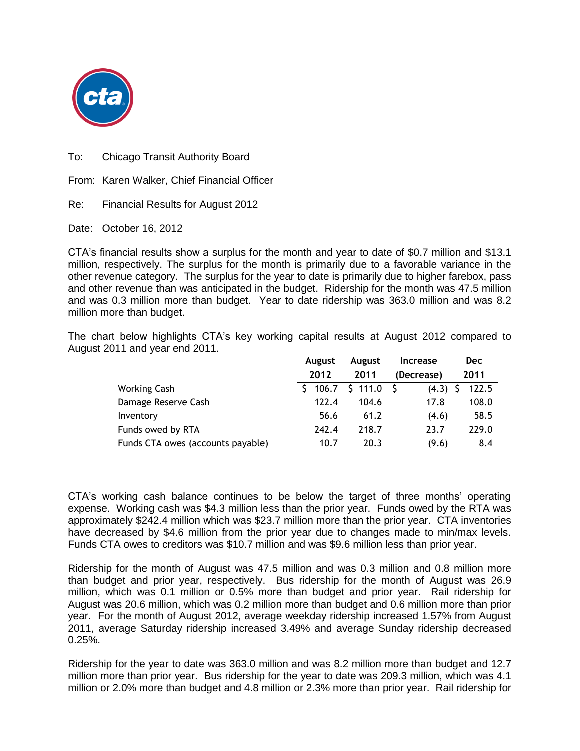To: Chicago Transit Authority Board

From: Karen Walker, Chief Financial Officer

Re: Financial Results for August 2012

Date: October 16, 2012

CTA's financial results show a surplus for the month and year to date of $0.7 million and $13.1 million, respectively. The surplus for the month is primarily due to a favorable variance in the other revenue category. The surplus for the year to date is primarily due to higher farebox, pass and other revenue than was anticipated in the budget. Ridership for the month was 47.5 million and was 0.3 million more than budget. Year to date ridership was 363.0 million and was 8.2 million more than budget.

The chart below highlights CTA's key working capital results at August 2012 compared to August 2011 and year end 2011.

| | August 2012 | August 2011 | Increase (Decrease) | Dec 2011 |
|---|---|---|---|---|
| Working Cash | $ 106.7 | $ 111.0 | $ (4.3) | $ 122.5 |
| Damage Reserve Cash | 122.4 | 104.6 | 17.8 | 108.0 |
| Inventory | 56.6 | 61.2 | (4.6) | 58.5 |
| Funds owed by RTA | 242.4 | 218.7 | 23.7 | 229.0 |
| Funds CTA owes (accounts payable) | 10.7 | 20.3 | (9.6) | 8.4 |

CTA's working cash balance continues to be below the target of three months' operating expense. Working cash was $4.3 million less than the prior year. Funds owed by the RTA was approximately $242.4 million which was $23.7 million more than the prior year. CTA inventories have decreased by $4.6 million from the prior year due to changes made to min/max levels. Funds CTA owes to creditors was $10.7 million and was $9.6 million less than prior year.

Ridership for the month of August was 47.5 million and was 0.3 million and 0.8 million more than budget and prior year, respectively. Bus ridership for the month of August was 26.9 million, which was 0.1 million or 0.5% more than budget and prior year. Rail ridership for August was 20.6 million, which was 0.2 million more than budget and 0.6 million more than prior year. For the month of August 2012, average weekday ridership increased 1.57% from August 2011, average Saturday ridership increased 3.49% and average Sunday ridership decreased 0.25%.

Ridership for the year to date was 363.0 million and was 8.2 million more than budget and 12.7 million more than prior year. Bus ridership for the year to date was 209.3 million, which was 4.1 million or 2.0% more than budget and 4.8 million or 2.3% more than prior year. Rail ridership for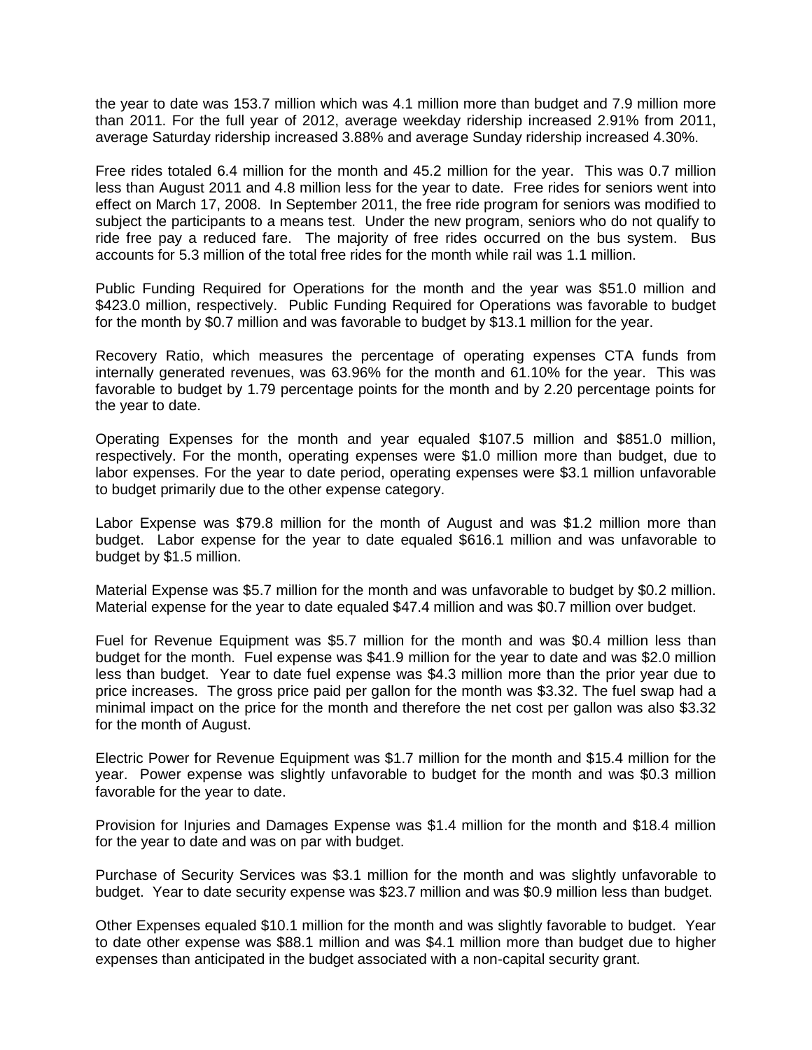the year to date was 153.7 million which was 4.1 million more than budget and 7.9 million more than 2011. For the full year of 2012, average weekday ridership increased 2.91% from 2011, average Saturday ridership increased 3.88% and average Sunday ridership increased 4.30%.

Free rides totaled 6.4 million for the month and 45.2 million for the year. This was 0.7 million less than August 2011 and 4.8 million less for the year to date. Free rides for seniors went into effect on March 17, 2008. In September 2011, the free ride program for seniors was modified to subject the participants to a means test. Under the new program, seniors who do not qualify to ride free pay a reduced fare. The majority of free rides occurred on the bus system. Bus accounts for 5.3 million of the total free rides for the month while rail was 1.1 million.

Public Funding Required for Operations for the month and the year was $51.0 million and $423.0 million, respectively. Public Funding Required for Operations was favorable to budget for the month by $0.7 million and was favorable to budget by $13.1 million for the year.

Recovery Ratio, which measures the percentage of operating expenses CTA funds from internally generated revenues, was 63.96% for the month and 61.10% for the year. This was favorable to budget by 1.79 percentage points for the month and by 2.20 percentage points for the year to date.

Operating Expenses for the month and year equaled $107.5 million and $851.0 million, respectively. For the month, operating expenses were $1.0 million more than budget, due to labor expenses. For the year to date period, operating expenses were $3.1 million unfavorable to budget primarily due to the other expense category.

Labor Expense was $79.8 million for the month of August and was $1.2 million more than budget. Labor expense for the year to date equaled $616.1 million and was unfavorable to budget by $1.5 million.

Material Expense was $5.7 million for the month and was unfavorable to budget by $0.2 million. Material expense for the year to date equaled $47.4 million and was $0.7 million over budget.

Fuel for Revenue Equipment was $5.7 million for the month and was $0.4 million less than budget for the month. Fuel expense was $41.9 million for the year to date and was $2.0 million less than budget. Year to date fuel expense was $4.3 million more than the prior year due to price increases. The gross price paid per gallon for the month was $3.32. The fuel swap had a minimal impact on the price for the month and therefore the net cost per gallon was also $3.32 for the month of August.

Electric Power for Revenue Equipment was $1.7 million for the month and $15.4 million for the year. Power expense was slightly unfavorable to budget for the month and was $0.3 million favorable for the year to date.

Provision for Injuries and Damages Expense was $1.4 million for the month and $18.4 million for the year to date and was on par with budget.

Purchase of Security Services was $3.1 million for the month and was slightly unfavorable to budget. Year to date security expense was $23.7 million and was $0.9 million less than budget.

Other Expenses equaled $10.1 million for the month and was slightly favorable to budget. Year to date other expense was $88.1 million and was $4.1 million more than budget due to higher expenses than anticipated in the budget associated with a non-capital security grant.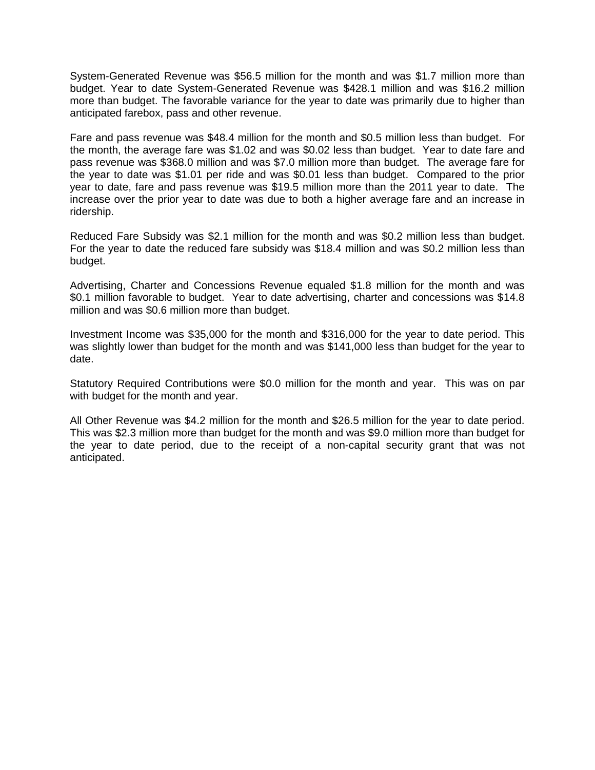System-Generated Revenue was $56.5 million for the month and was $1.7 million more than budget. Year to date System-Generated Revenue was $428.1 million and was $16.2 million more than budget. The favorable variance for the year to date was primarily due to higher than anticipated farebox, pass and other revenue.

Fare and pass revenue was $48.4 million for the month and $0.5 million less than budget. For the month, the average fare was $1.02 and was $0.02 less than budget. Year to date fare and pass revenue was $368.0 million and was $7.0 million more than budget. The average fare for the year to date was $1.01 per ride and was $0.01 less than budget. Compared to the prior year to date, fare and pass revenue was $19.5 million more than the 2011 year to date. The increase over the prior year to date was due to both a higher average fare and an increase in ridership.

Reduced Fare Subsidy was $2.1 million for the month and was $0.2 million less than budget. For the year to date the reduced fare subsidy was $18.4 million and was $0.2 million less than budget.

Advertising, Charter and Concessions Revenue equaled $1.8 million for the month and was $0.1 million favorable to budget. Year to date advertising, charter and concessions was $14.8 million and was $0.6 million more than budget.

Investment Income was $35,000 for the month and $316,000 for the year to date period. This was slightly lower than budget for the month and was $141,000 less than budget for the year to date.

Statutory Required Contributions were $0.0 million for the month and year. This was on par with budget for the month and year.

All Other Revenue was $4.2 million for the month and $26.5 million for the year to date period. This was $2.3 million more than budget for the month and was $9.0 million more than budget for the year to date period, due to the receipt of a non-capital security grant that was not anticipated.